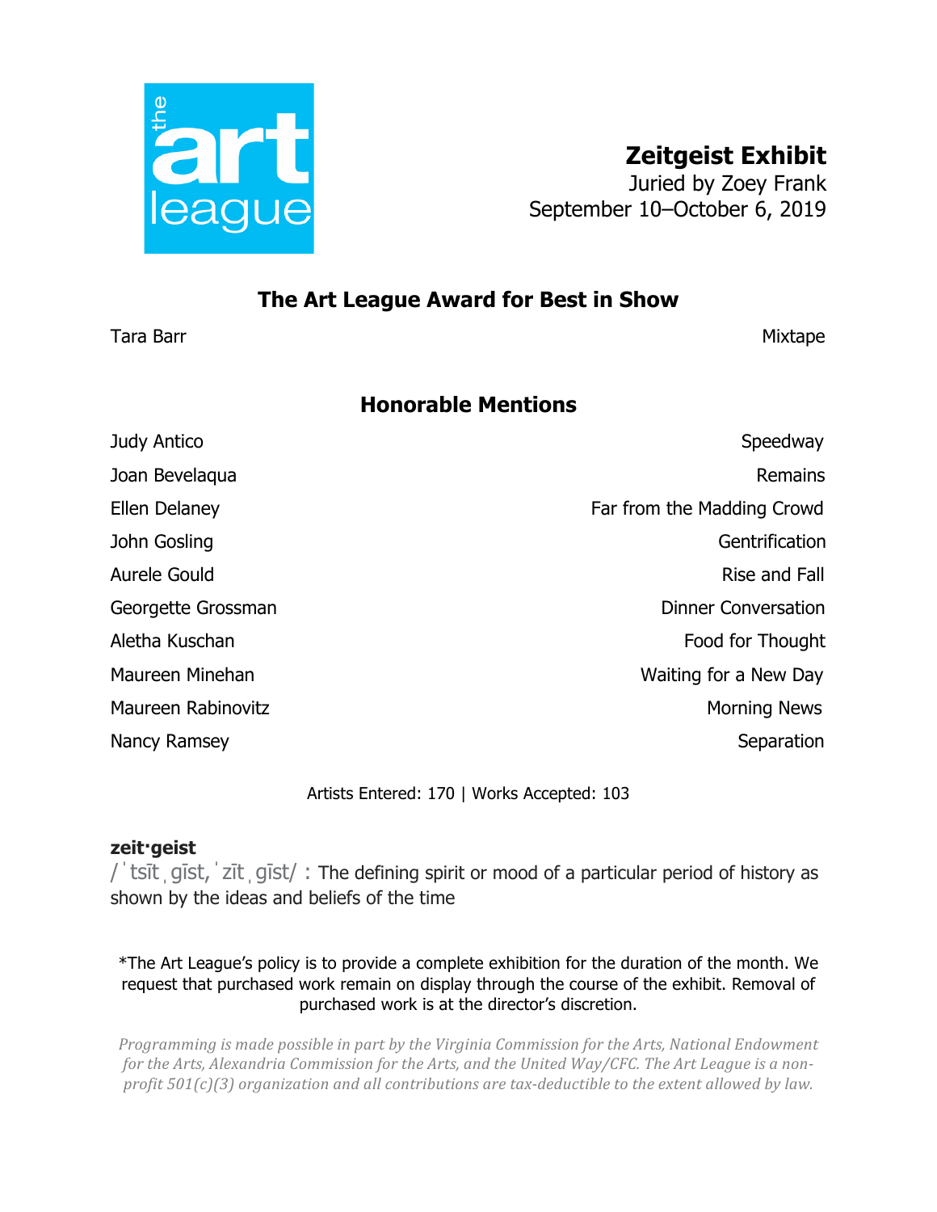the art league

# Zeitgeist Exhibit

Juried by Zoey Frank
September 10–October 6, 2019

## The Art League Award for Best in Show

| Artist | Title |
|---|---|
| Tara Barr | Mixtape |

## Honorable Mentions

| Artist | Title |
|---|---|
| Judy Antico | Speedway |
| Joan Bevelaqua | Remains |
| Ellen Delaney | Far from the Madding Crowd |
| John Gosling | Gentrification |
| Aurele Gould | Rise and Fall |
| Georgette Grossman | Dinner Conversation |
| Aletha Kuschan | Food for Thought |
| Maureen Minehan | Waiting for a New Day |
| Maureen Rabinovitz | Morning News |
| Nancy Ramsey | Separation |

Artists Entered: 170 | Works Accepted: 103

**zeit·geist**
/ˈtsītˌɡīst, ˈzītˌɡīst/ : The defining spirit or mood of a particular period of history as shown by the ideas and beliefs of the time

*The Art League's policy is to provide a complete exhibition for the duration of the month. We request that purchased work remain on display through the course of the exhibit. Removal of purchased work is at the director's discretion.

*Programming is made possible in part by the Virginia Commission for the Arts, National Endowment for the Arts, Alexandria Commission for the Arts, and the United Way/CFC. The Art League is a non-profit 501(c)(3) organization and all contributions are tax-deductible to the extent allowed by law.*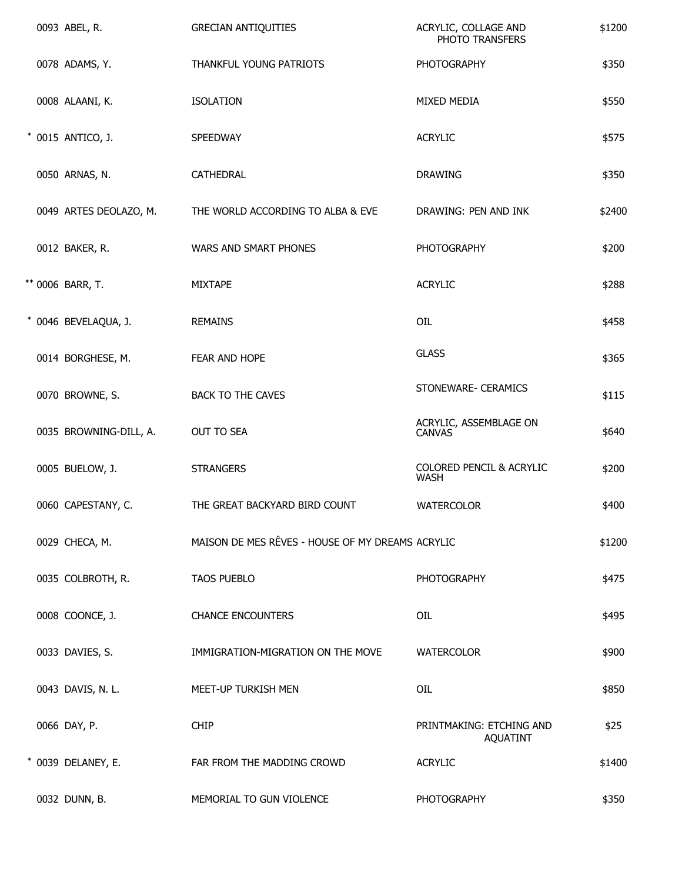| | | | | |
|---|---|---|---|---|
| | 0093 ABEL, R. | GRECIAN ANTIQUITIES | ACRYLIC, COLLAGE AND PHOTO TRANSFERS | $1200 |
| | 0078 ADAMS, Y. | THANKFUL YOUNG PATRIOTS | PHOTOGRAPHY | $350 |
| | 0008 ALAANI, K. | ISOLATION | MIXED MEDIA | $550 |
| * | 0015 ANTICO, J. | SPEEDWAY | ACRYLIC | $575 |
| | 0050 ARNAS, N. | CATHEDRAL | DRAWING | $350 |
| | 0049 ARTES DEOLAZO, M. | THE WORLD ACCORDING TO ALBA & EVE | DRAWING: PEN AND INK | $2400 |
| | 0012 BAKER, R. | WARS AND SMART PHONES | PHOTOGRAPHY | $200 |
| ** | 0006 BARR, T. | MIXTAPE | ACRYLIC | $288 |
| * | 0046 BEVELAQUA, J. | REMAINS | OIL | $458 |
| | 0014 BORGHESE, M. | FEAR AND HOPE | GLASS | $365 |
| | 0070 BROWNE, S. | BACK TO THE CAVES | STONEWARE- CERAMICS | $115 |
| | 0035 BROWNING-DILL, A. | OUT TO SEA | ACRYLIC, ASSEMBLAGE ON CANVAS | $640 |
| | 0005 BUELOW, J. | STRANGERS | COLORED PENCIL & ACRYLIC WASH | $200 |
| | 0060 CAPESTANY, C. | THE GREAT BACKYARD BIRD COUNT | WATERCOLOR | $400 |
| | 0029 CHECA, M. | MAISON DE MES RÊVES - HOUSE OF MY DREAMS | ACRYLIC | $1200 |
| | 0035 COLBROTH, R. | TAOS PUEBLO | PHOTOGRAPHY | $475 |
| | 0008 COONCE, J. | CHANCE ENCOUNTERS | OIL | $495 |
| | 0033 DAVIES, S. | IMMIGRATION-MIGRATION ON THE MOVE | WATERCOLOR | $900 |
| | 0043 DAVIS, N. L. | MEET-UP TURKISH MEN | OIL | $850 |
| | 0066 DAY, P. | CHIP | PRINTMAKING: ETCHING AND AQUATINT | $25 |
| * | 0039 DELANEY, E. | FAR FROM THE MADDING CROWD | ACRYLIC | $1400 |
| | 0032 DUNN, B. | MEMORIAL TO GUN VIOLENCE | PHOTOGRAPHY | $350 |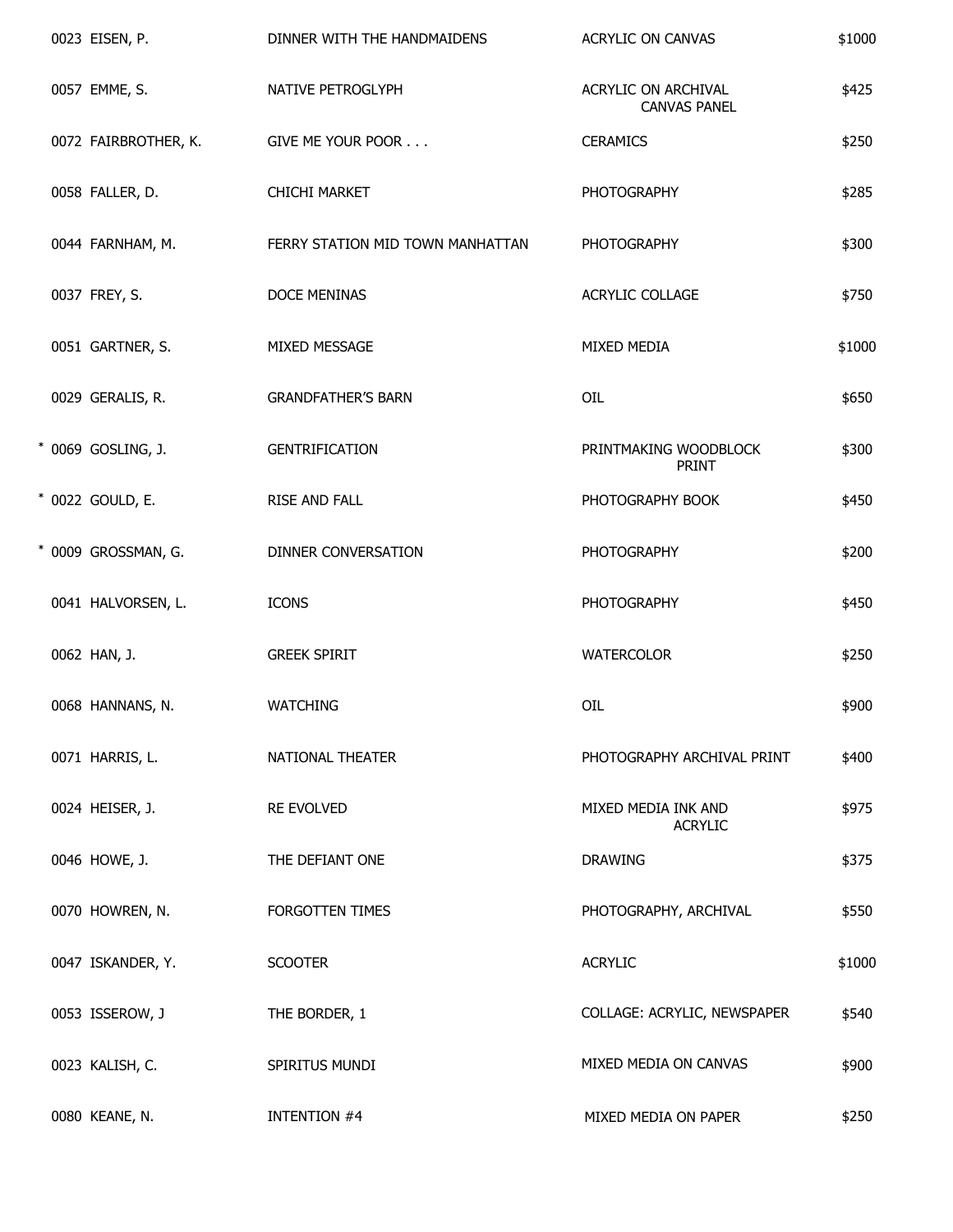| | | | |
|---|---|---|---|
| 0023 EISEN, P. | DINNER WITH THE HANDMAIDENS | ACRYLIC ON CANVAS | $1000 |
| 0057 EMME, S. | NATIVE PETROGLYPH | ACRYLIC ON ARCHIVAL CANVAS PANEL | $425 |
| 0072 FAIRBROTHER, K. | GIVE ME YOUR POOR . . . | CERAMICS | $250 |
| 0058 FALLER, D. | CHICHI MARKET | PHOTOGRAPHY | $285 |
| 0044 FARNHAM, M. | FERRY STATION MID TOWN MANHATTAN | PHOTOGRAPHY | $300 |
| 0037 FREY, S. | DOCE MENINAS | ACRYLIC COLLAGE | $750 |
| 0051 GARTNER, S. | MIXED MESSAGE | MIXED MEDIA | $1000 |
| 0029 GERALIS, R. | GRANDFATHER'S BARN | OIL | $650 |
| * 0069 GOSLING, J. | GENTRIFICATION | PRINTMAKING WOODBLOCK PRINT | $300 |
| * 0022 GOULD, E. | RISE AND FALL | PHOTOGRAPHY BOOK | $450 |
| * 0009 GROSSMAN, G. | DINNER CONVERSATION | PHOTOGRAPHY | $200 |
| 0041 HALVORSEN, L. | ICONS | PHOTOGRAPHY | $450 |
| 0062 HAN, J. | GREEK SPIRIT | WATERCOLOR | $250 |
| 0068 HANNANS, N. | WATCHING | OIL | $900 |
| 0071 HARRIS, L. | NATIONAL THEATER | PHOTOGRAPHY ARCHIVAL PRINT | $400 |
| 0024 HEISER, J. | RE EVOLVED | MIXED MEDIA INK AND ACRYLIC | $975 |
| 0046 HOWE, J. | THE DEFIANT ONE | DRAWING | $375 |
| 0070 HOWREN, N. | FORGOTTEN TIMES | PHOTOGRAPHY, ARCHIVAL | $550 |
| 0047 ISKANDER, Y. | SCOOTER | ACRYLIC | $1000 |
| 0053 ISSEROW, J | THE BORDER, 1 | COLLAGE: ACRYLIC, NEWSPAPER | $540 |
| 0023 KALISH, C. | SPIRITUS MUNDI | MIXED MEDIA ON CANVAS | $900 |
| 0080 KEANE, N. | INTENTION #4 | MIXED MEDIA ON PAPER | $250 |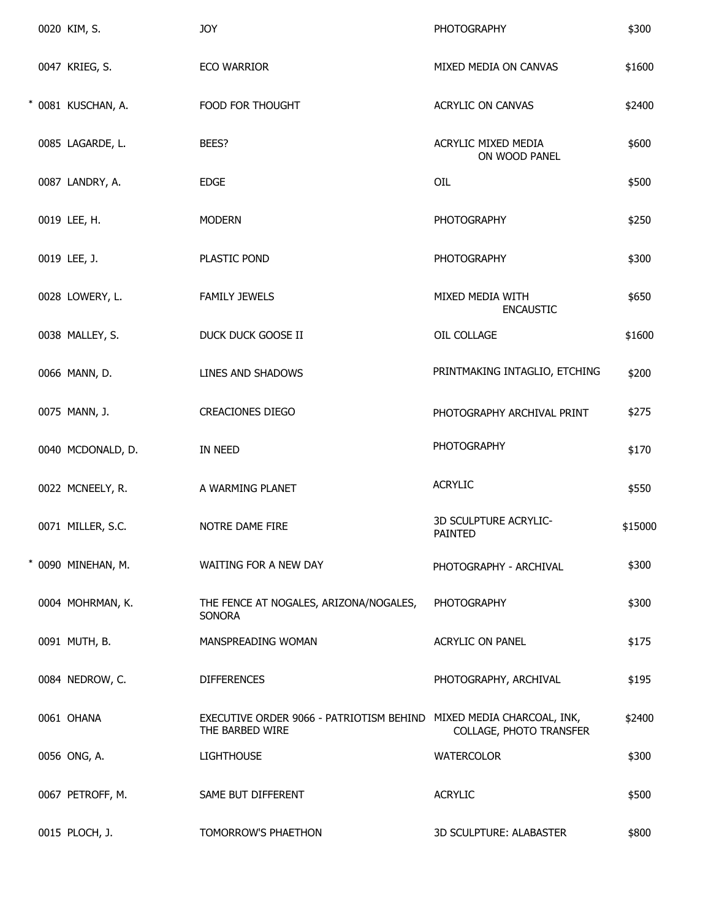| | | | |
|---|---|---|---|
| 0020 KIM, S. | JOY | PHOTOGRAPHY | $300 |
| 0047 KRIEG, S. | ECO WARRIOR | MIXED MEDIA ON CANVAS | $1600 |
| * 0081 KUSCHAN, A. | FOOD FOR THOUGHT | ACRYLIC ON CANVAS | $2400 |
| 0085 LAGARDE, L. | BEES? | ACRYLIC MIXED MEDIA ON WOOD PANEL | $600 |
| 0087 LANDRY, A. | EDGE | OIL | $500 |
| 0019 LEE, H. | MODERN | PHOTOGRAPHY | $250 |
| 0019 LEE, J. | PLASTIC POND | PHOTOGRAPHY | $300 |
| 0028 LOWERY, L. | FAMILY JEWELS | MIXED MEDIA WITH ENCAUSTIC | $650 |
| 0038 MALLEY, S. | DUCK DUCK GOOSE II | OIL COLLAGE | $1600 |
| 0066 MANN, D. | LINES AND SHADOWS | PRINTMAKING INTAGLIO, ETCHING | $200 |
| 0075 MANN, J. | CREACIONES DIEGO | PHOTOGRAPHY ARCHIVAL PRINT | $275 |
| 0040 MCDONALD, D. | IN NEED | PHOTOGRAPHY | $170 |
| 0022 MCNEELY, R. | A WARMING PLANET | ACRYLIC | $550 |
| 0071 MILLER, S.C. | NOTRE DAME FIRE | 3D SCULPTURE ACRYLIC-PAINTED | $15000 |
| * 0090 MINEHAN, M. | WAITING FOR A NEW DAY | PHOTOGRAPHY - ARCHIVAL | $300 |
| 0004 MOHRMAN, K. | THE FENCE AT NOGALES, ARIZONA/NOGALES, SONORA | PHOTOGRAPHY | $300 |
| 0091 MUTH, B. | MANSPREADING WOMAN | ACRYLIC ON PANEL | $175 |
| 0084 NEDROW, C. | DIFFERENCES | PHOTOGRAPHY, ARCHIVAL | $195 |
| 0061 OHANA | EXECUTIVE ORDER 9066 - PATRIOTISM BEHIND THE BARBED WIRE | MIXED MEDIA CHARCOAL, INK, COLLAGE, PHOTO TRANSFER | $2400 |
| 0056 ONG, A. | LIGHTHOUSE | WATERCOLOR | $300 |
| 0067 PETROFF, M. | SAME BUT DIFFERENT | ACRYLIC | $500 |
| 0015 PLOCH, J. | TOMORROW'S PHAETHON | 3D SCULPTURE: ALABASTER | $800 |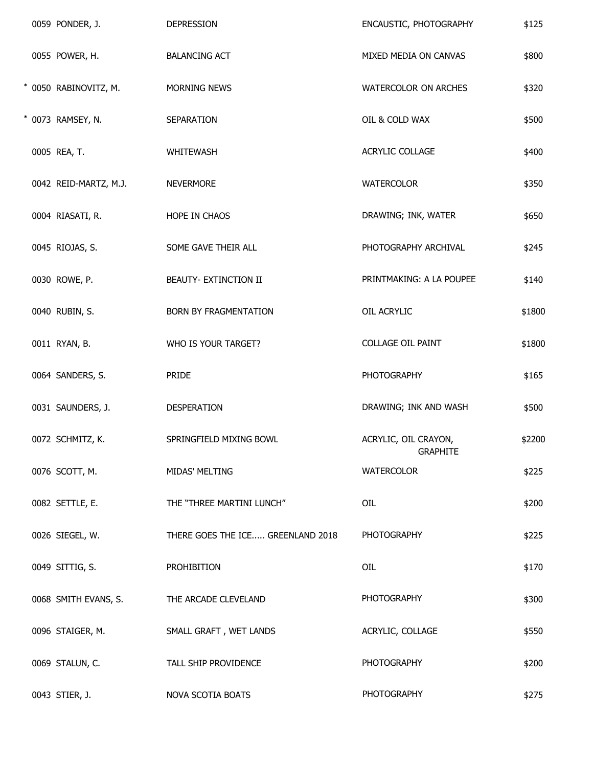| | | | |
|---|---|---|---|
| 0059 PONDER, J. | DEPRESSION | ENCAUSTIC, PHOTOGRAPHY | $125 |
| 0055 POWER, H. | BALANCING ACT | MIXED MEDIA ON CANVAS | $800 |
| * 0050 RABINOVITZ, M. | MORNING NEWS | WATERCOLOR ON ARCHES | $320 |
| * 0073 RAMSEY, N. | SEPARATION | OIL & COLD WAX | $500 |
| 0005 REA, T. | WHITEWASH | ACRYLIC COLLAGE | $400 |
| 0042 REID-MARTZ, M.J. | NEVERMORE | WATERCOLOR | $350 |
| 0004 RIASATI, R. | HOPE IN CHAOS | DRAWING; INK, WATER | $650 |
| 0045 RIOJAS, S. | SOME GAVE THEIR ALL | PHOTOGRAPHY ARCHIVAL | $245 |
| 0030 ROWE, P. | BEAUTY- EXTINCTION II | PRINTMAKING: A LA POUPEE | $140 |
| 0040 RUBIN, S. | BORN BY FRAGMENTATION | OIL ACRYLIC | $1800 |
| 0011 RYAN, B. | WHO IS YOUR TARGET? | COLLAGE OIL PAINT | $1800 |
| 0064 SANDERS, S. | PRIDE | PHOTOGRAPHY | $165 |
| 0031 SAUNDERS, J. | DESPERATION | DRAWING; INK AND WASH | $500 |
| 0072 SCHMITZ, K. | SPRINGFIELD MIXING BOWL | ACRYLIC, OIL CRAYON, GRAPHITE | $2200 |
| 0076 SCOTT, M. | MIDAS' MELTING | WATERCOLOR | $225 |
| 0082 SETTLE, E. | THE "THREE MARTINI LUNCH" | OIL | $200 |
| 0026 SIEGEL, W. | THERE GOES THE ICE..... GREENLAND 2018 | PHOTOGRAPHY | $225 |
| 0049 SITTIG, S. | PROHIBITION | OIL | $170 |
| 0068 SMITH EVANS, S. | THE ARCADE CLEVELAND | PHOTOGRAPHY | $300 |
| 0096 STAIGER, M. | SMALL GRAFT , WET LANDS | ACRYLIC, COLLAGE | $550 |
| 0069 STALUN, C. | TALL SHIP PROVIDENCE | PHOTOGRAPHY | $200 |
| 0043 STIER, J. | NOVA SCOTIA BOATS | PHOTOGRAPHY | $275 |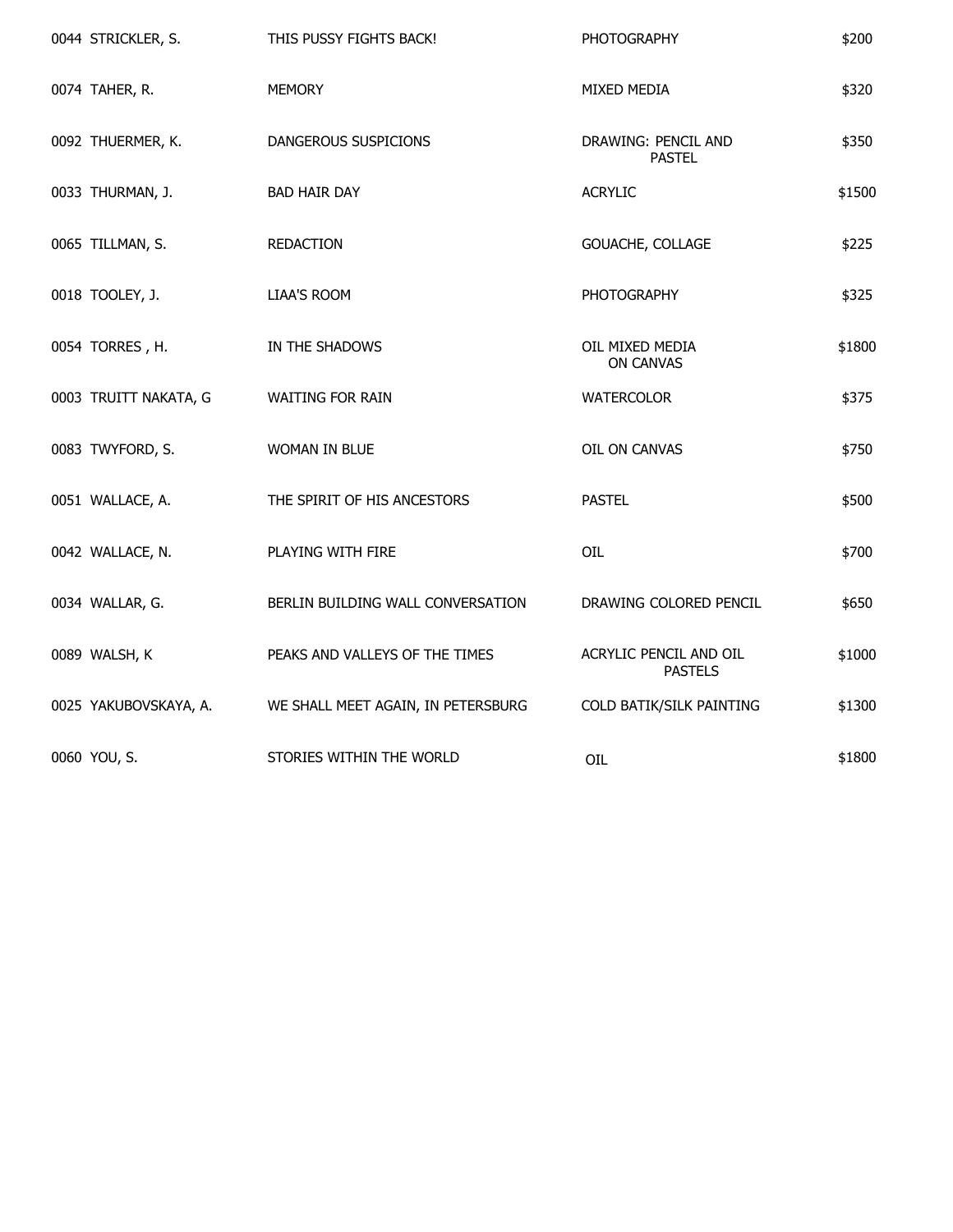| | | | |
|---|---|---|---|
| 0044 STRICKLER, S. | THIS PUSSY FIGHTS BACK! | PHOTOGRAPHY | $200 |
| 0074 TAHER, R. | MEMORY | MIXED MEDIA | $320 |
| 0092 THUERMER, K. | DANGEROUS SUSPICIONS | DRAWING: PENCIL AND PASTEL | $350 |
| 0033 THURMAN, J. | BAD HAIR DAY | ACRYLIC | $1500 |
| 0065 TILLMAN, S. | REDACTION | GOUACHE, COLLAGE | $225 |
| 0018 TOOLEY, J. | LIAA'S ROOM | PHOTOGRAPHY | $325 |
| 0054 TORRES , H. | IN THE SHADOWS | OIL MIXED MEDIA ON CANVAS | $1800 |
| 0003 TRUITT NAKATA, G | WAITING FOR RAIN | WATERCOLOR | $375 |
| 0083 TWYFORD, S. | WOMAN IN BLUE | OIL ON CANVAS | $750 |
| 0051 WALLACE, A. | THE SPIRIT OF HIS ANCESTORS | PASTEL | $500 |
| 0042 WALLACE, N. | PLAYING WITH FIRE | OIL | $700 |
| 0034 WALLAR, G. | BERLIN BUILDING WALL CONVERSATION | DRAWING COLORED PENCIL | $650 |
| 0089 WALSH, K | PEAKS AND VALLEYS OF THE TIMES | ACRYLIC PENCIL AND OIL PASTELS | $1000 |
| 0025 YAKUBOVSKAYA, A. | WE SHALL MEET AGAIN, IN PETERSBURG | COLD BATIK/SILK PAINTING | $1300 |
| 0060 YOU, S. | STORIES WITHIN THE WORLD | OIL | $1800 |